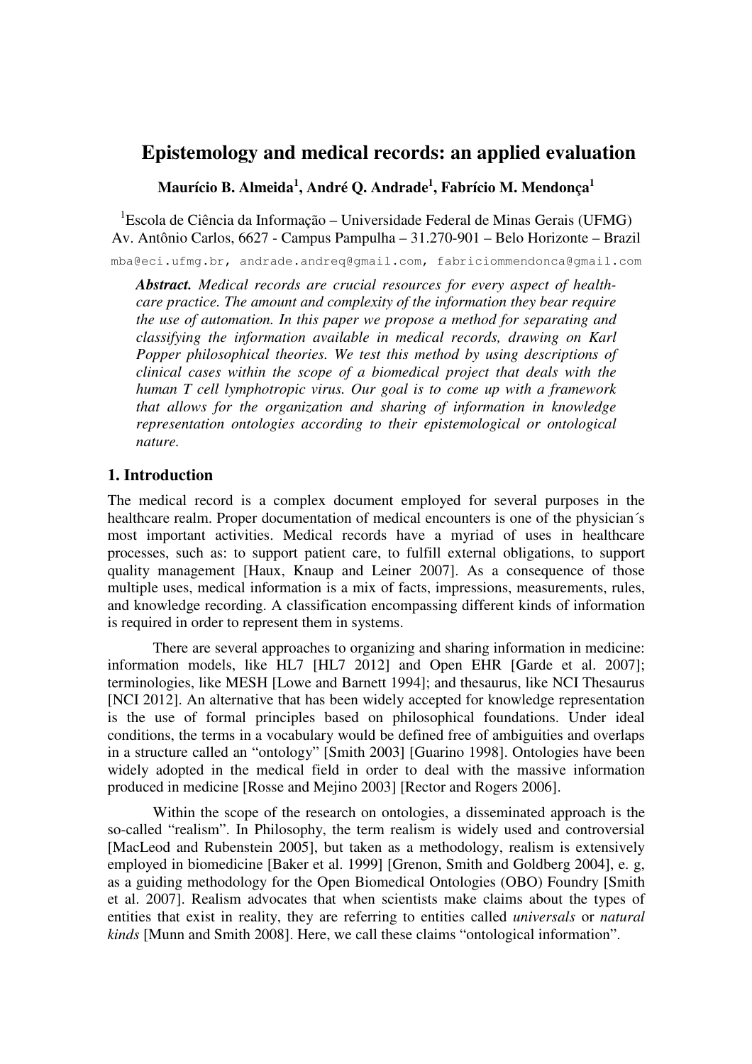# Epistemology and medical records: an applied evaluation

**Maurício B. Almeida[1], André Q. Andrade[1], Fabrício M. Mendonça[1]**

[1]Escola de Ciência da Informação – Universidade Federal de Minas Gerais (UFMG)
Av. Antônio Carlos, 6627 - Campus Pampulha – 31.270-901 – Belo Horizonte – Brazil

mba@eci.ufmg.br, andrade.andreq@gmail.com, fabriciommendonca@gmail.com

***Abstract.*** *Medical records are crucial resources for every aspect of health-care practice. The amount and complexity of the information they bear require the use of automation. In this paper we propose a method for separating and classifying the information available in medical records, drawing on Karl Popper philosophical theories. We test this method by using descriptions of clinical cases within the scope of a biomedical project that deals with the human T cell lymphotropic virus. Our goal is to come up with a framework that allows for the organization and sharing of information in knowledge representation ontologies according to their epistemological or ontological nature.*

## 1. Introduction

The medical record is a complex document employed for several purposes in the healthcare realm. Proper documentation of medical encounters is one of the physician´s most important activities. Medical records have a myriad of uses in healthcare processes, such as: to support patient care, to fulfill external obligations, to support quality management [Haux, Knaup and Leiner 2007]. As a consequence of those multiple uses, medical information is a mix of facts, impressions, measurements, rules, and knowledge recording. A classification encompassing different kinds of information is required in order to represent them in systems.

There are several approaches to organizing and sharing information in medicine: information models, like HL7 [HL7 2012] and Open EHR [Garde et al. 2007]; terminologies, like MESH [Lowe and Barnett 1994]; and thesaurus, like NCI Thesaurus [NCI 2012]. An alternative that has been widely accepted for knowledge representation is the use of formal principles based on philosophical foundations. Under ideal conditions, the terms in a vocabulary would be defined free of ambiguities and overlaps in a structure called an "ontology" [Smith 2003] [Guarino 1998]. Ontologies have been widely adopted in the medical field in order to deal with the massive information produced in medicine [Rosse and Mejino 2003] [Rector and Rogers 2006].

Within the scope of the research on ontologies, a disseminated approach is the so-called "realism". In Philosophy, the term realism is widely used and controversial [MacLeod and Rubenstein 2005], but taken as a methodology, realism is extensively employed in biomedicine [Baker et al. 1999] [Grenon, Smith and Goldberg 2004], e. g, as a guiding methodology for the Open Biomedical Ontologies (OBO) Foundry [Smith et al. 2007]. Realism advocates that when scientists make claims about the types of entities that exist in reality, they are referring to entities called *universals* or *natural kinds* [Munn and Smith 2008]. Here, we call these claims "ontological information".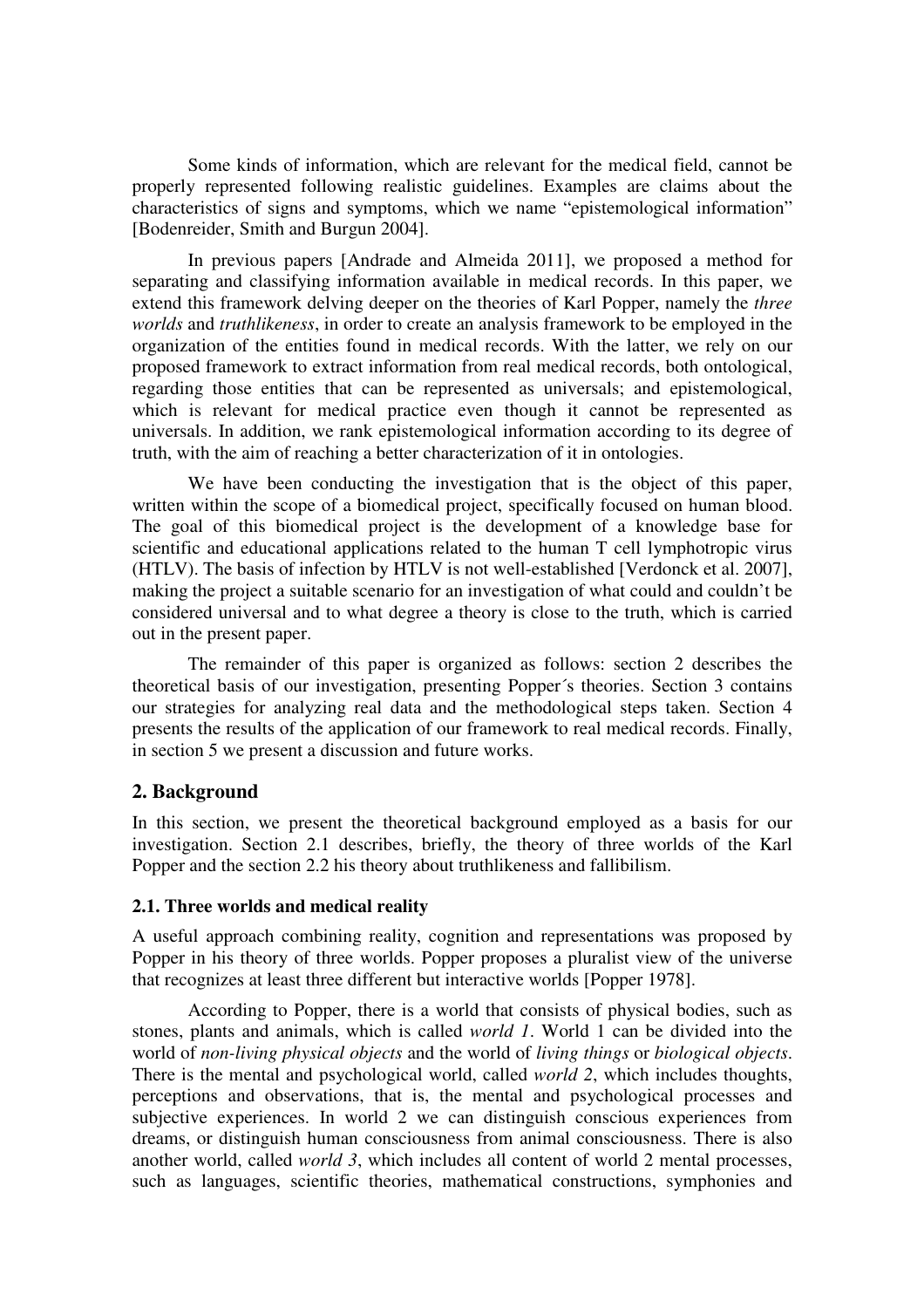Some kinds of information, which are relevant for the medical field, cannot be properly represented following realistic guidelines. Examples are claims about the characteristics of signs and symptoms, which we name "epistemological information" [Bodenreider, Smith and Burgun 2004].

In previous papers [Andrade and Almeida 2011], we proposed a method for separating and classifying information available in medical records. In this paper, we extend this framework delving deeper on the theories of Karl Popper, namely the *three worlds* and *truthlikeness*, in order to create an analysis framework to be employed in the organization of the entities found in medical records. With the latter, we rely on our proposed framework to extract information from real medical records, both ontological, regarding those entities that can be represented as universals; and epistemological, which is relevant for medical practice even though it cannot be represented as universals. In addition, we rank epistemological information according to its degree of truth, with the aim of reaching a better characterization of it in ontologies.

We have been conducting the investigation that is the object of this paper, written within the scope of a biomedical project, specifically focused on human blood. The goal of this biomedical project is the development of a knowledge base for scientific and educational applications related to the human T cell lymphotropic virus (HTLV). The basis of infection by HTLV is not well-established [Verdonck et al. 2007], making the project a suitable scenario for an investigation of what could and couldn't be considered universal and to what degree a theory is close to the truth, which is carried out in the present paper.

The remainder of this paper is organized as follows: section 2 describes the theoretical basis of our investigation, presenting Popper´s theories. Section 3 contains our strategies for analyzing real data and the methodological steps taken. Section 4 presents the results of the application of our framework to real medical records. Finally, in section 5 we present a discussion and future works.

## 2. Background

In this section, we present the theoretical background employed as a basis for our investigation. Section 2.1 describes, briefly, the theory of three worlds of the Karl Popper and the section 2.2 his theory about truthlikeness and fallibilism.

### 2.1. Three worlds and medical reality

A useful approach combining reality, cognition and representations was proposed by Popper in his theory of three worlds. Popper proposes a pluralist view of the universe that recognizes at least three different but interactive worlds [Popper 1978].

According to Popper, there is a world that consists of physical bodies, such as stones, plants and animals, which is called *world 1*. World 1 can be divided into the world of *non-living physical objects* and the world of *living things* or *biological objects*. There is the mental and psychological world, called *world 2*, which includes thoughts, perceptions and observations, that is, the mental and psychological processes and subjective experiences. In world 2 we can distinguish conscious experiences from dreams, or distinguish human consciousness from animal consciousness. There is also another world, called *world 3*, which includes all content of world 2 mental processes, such as languages, scientific theories, mathematical constructions, symphonies and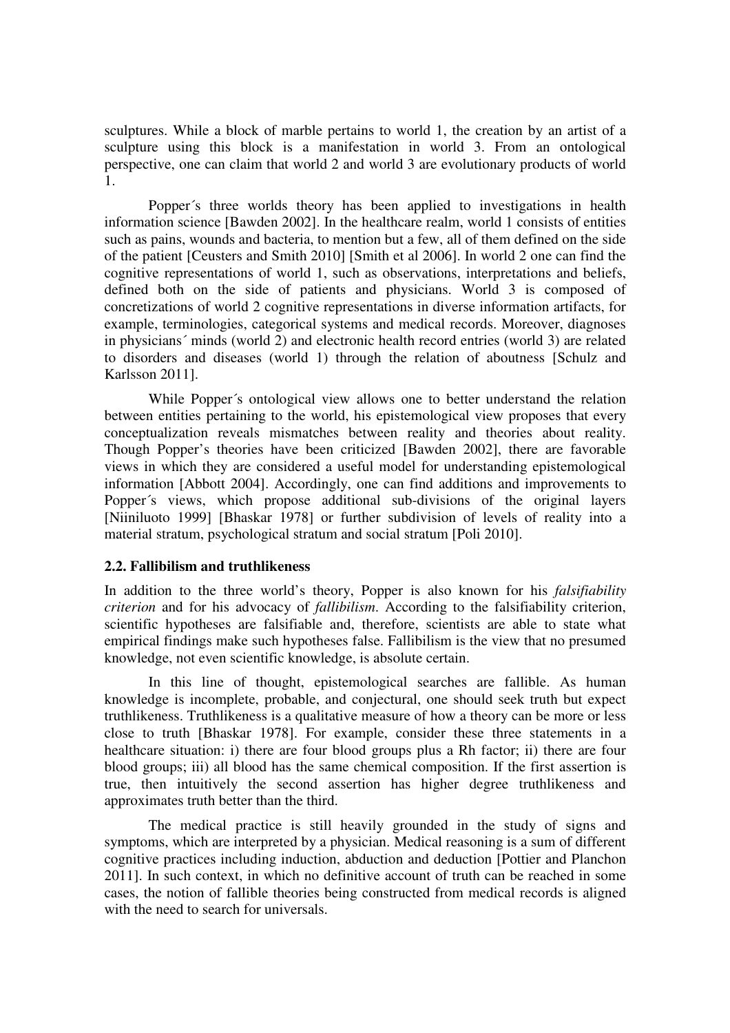sculptures. While a block of marble pertains to world 1, the creation by an artist of a sculpture using this block is a manifestation in world 3. From an ontological perspective, one can claim that world 2 and world 3 are evolutionary products of world 1.

Popper´s three worlds theory has been applied to investigations in health information science [Bawden 2002]. In the healthcare realm, world 1 consists of entities such as pains, wounds and bacteria, to mention but a few, all of them defined on the side of the patient [Ceusters and Smith 2010] [Smith et al 2006]. In world 2 one can find the cognitive representations of world 1, such as observations, interpretations and beliefs, defined both on the side of patients and physicians. World 3 is composed of concretizations of world 2 cognitive representations in diverse information artifacts, for example, terminologies, categorical systems and medical records. Moreover, diagnoses in physicians´ minds (world 2) and electronic health record entries (world 3) are related to disorders and diseases (world 1) through the relation of aboutness [Schulz and Karlsson 2011].

While Popper´s ontological view allows one to better understand the relation between entities pertaining to the world, his epistemological view proposes that every conceptualization reveals mismatches between reality and theories about reality. Though Popper's theories have been criticized [Bawden 2002], there are favorable views in which they are considered a useful model for understanding epistemological information [Abbott 2004]. Accordingly, one can find additions and improvements to Popper´s views, which propose additional sub-divisions of the original layers [Niiniluoto 1999] [Bhaskar 1978] or further subdivision of levels of reality into a material stratum, psychological stratum and social stratum [Poli 2010].

### 2.2. Fallibilism and truthlikeness

In addition to the three world's theory, Popper is also known for his *falsifiability criterion* and for his advocacy of *fallibilism*. According to the falsifiability criterion, scientific hypotheses are falsifiable and, therefore, scientists are able to state what empirical findings make such hypotheses false. Fallibilism is the view that no presumed knowledge, not even scientific knowledge, is absolute certain.

In this line of thought, epistemological searches are fallible. As human knowledge is incomplete, probable, and conjectural, one should seek truth but expect truthlikeness. Truthlikeness is a qualitative measure of how a theory can be more or less close to truth [Bhaskar 1978]. For example, consider these three statements in a healthcare situation: i) there are four blood groups plus a Rh factor; ii) there are four blood groups; iii) all blood has the same chemical composition. If the first assertion is true, then intuitively the second assertion has higher degree truthlikeness and approximates truth better than the third.

The medical practice is still heavily grounded in the study of signs and symptoms, which are interpreted by a physician. Medical reasoning is a sum of different cognitive practices including induction, abduction and deduction [Pottier and Planchon 2011]. In such context, in which no definitive account of truth can be reached in some cases, the notion of fallible theories being constructed from medical records is aligned with the need to search for universals.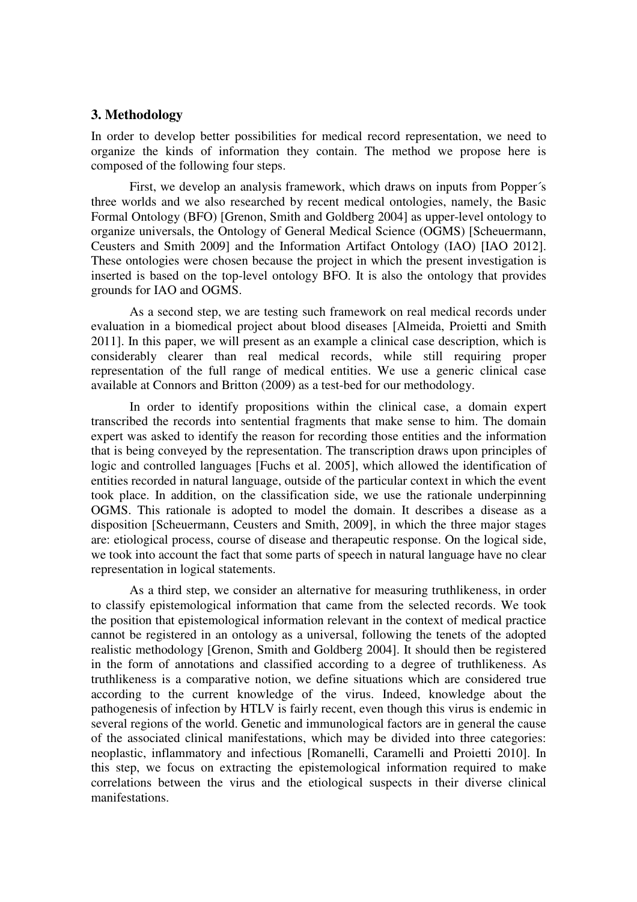## 3. Methodology

In order to develop better possibilities for medical record representation, we need to organize the kinds of information they contain. The method we propose here is composed of the following four steps.

First, we develop an analysis framework, which draws on inputs from Popper´s three worlds and we also researched by recent medical ontologies, namely, the Basic Formal Ontology (BFO) [Grenon, Smith and Goldberg 2004] as upper-level ontology to organize universals, the Ontology of General Medical Science (OGMS) [Scheuermann, Ceusters and Smith 2009] and the Information Artifact Ontology (IAO) [IAO 2012]. These ontologies were chosen because the project in which the present investigation is inserted is based on the top-level ontology BFO. It is also the ontology that provides grounds for IAO and OGMS.

As a second step, we are testing such framework on real medical records under evaluation in a biomedical project about blood diseases [Almeida, Proietti and Smith 2011]. In this paper, we will present as an example a clinical case description, which is considerably clearer than real medical records, while still requiring proper representation of the full range of medical entities. We use a generic clinical case available at Connors and Britton (2009) as a test-bed for our methodology.

In order to identify propositions within the clinical case, a domain expert transcribed the records into sentential fragments that make sense to him. The domain expert was asked to identify the reason for recording those entities and the information that is being conveyed by the representation. The transcription draws upon principles of logic and controlled languages [Fuchs et al. 2005], which allowed the identification of entities recorded in natural language, outside of the particular context in which the event took place. In addition, on the classification side, we use the rationale underpinning OGMS. This rationale is adopted to model the domain. It describes a disease as a disposition [Scheuermann, Ceusters and Smith, 2009], in which the three major stages are: etiological process, course of disease and therapeutic response. On the logical side, we took into account the fact that some parts of speech in natural language have no clear representation in logical statements.

As a third step, we consider an alternative for measuring truthlikeness, in order to classify epistemological information that came from the selected records. We took the position that epistemological information relevant in the context of medical practice cannot be registered in an ontology as a universal, following the tenets of the adopted realistic methodology [Grenon, Smith and Goldberg 2004]. It should then be registered in the form of annotations and classified according to a degree of truthlikeness. As truthlikeness is a comparative notion, we define situations which are considered true according to the current knowledge of the virus. Indeed, knowledge about the pathogenesis of infection by HTLV is fairly recent, even though this virus is endemic in several regions of the world. Genetic and immunological factors are in general the cause of the associated clinical manifestations, which may be divided into three categories: neoplastic, inflammatory and infectious [Romanelli, Caramelli and Proietti 2010]. In this step, we focus on extracting the epistemological information required to make correlations between the virus and the etiological suspects in their diverse clinical manifestations.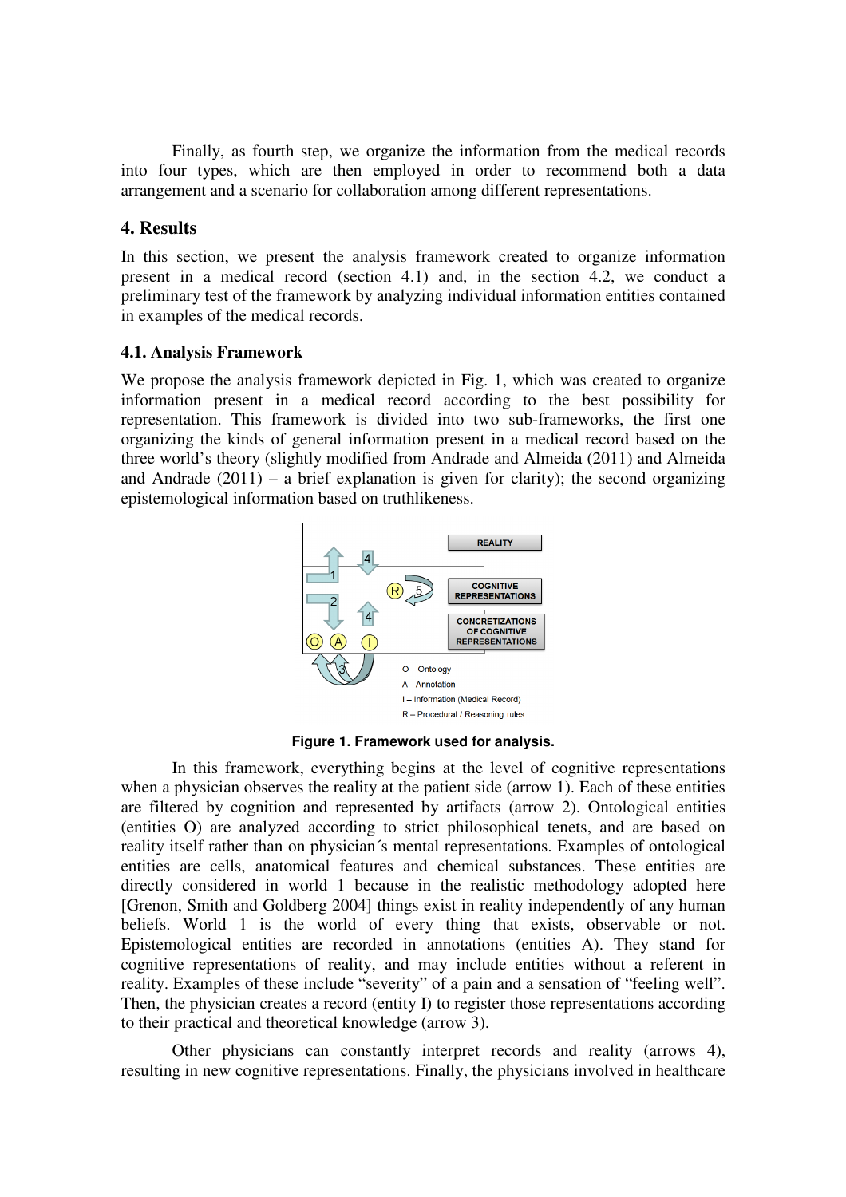Finally, as fourth step, we organize the information from the medical records into four types, which are then employed in order to recommend both a data arrangement and a scenario for collaboration among different representations.

## 4. Results

In this section, we present the analysis framework created to organize information present in a medical record (section 4.1) and, in the section 4.2, we conduct a preliminary test of the framework by analyzing individual information entities contained in examples of the medical records.

### 4.1. Analysis Framework

We propose the analysis framework depicted in Fig. 1, which was created to organize information present in a medical record according to the best possibility for representation. This framework is divided into two sub-frameworks, the first one organizing the kinds of general information present in a medical record based on the three world's theory (slightly modified from Andrade and Almeida (2011) and Almeida and Andrade (2011) – a brief explanation is given for clarity); the second organizing epistemological information based on truthlikeness.

**Figure 1. Framework used for analysis.**

In this framework, everything begins at the level of cognitive representations when a physician observes the reality at the patient side (arrow 1). Each of these entities are filtered by cognition and represented by artifacts (arrow 2). Ontological entities (entities O) are analyzed according to strict philosophical tenets, and are based on reality itself rather than on physician´s mental representations. Examples of ontological entities are cells, anatomical features and chemical substances. These entities are directly considered in world 1 because in the realistic methodology adopted here [Grenon, Smith and Goldberg 2004] things exist in reality independently of any human beliefs. World 1 is the world of every thing that exists, observable or not. Epistemological entities are recorded in annotations (entities A). They stand for cognitive representations of reality, and may include entities without a referent in reality. Examples of these include "severity" of a pain and a sensation of "feeling well". Then, the physician creates a record (entity I) to register those representations according to their practical and theoretical knowledge (arrow 3).

Other physicians can constantly interpret records and reality (arrows 4), resulting in new cognitive representations. Finally, the physicians involved in healthcare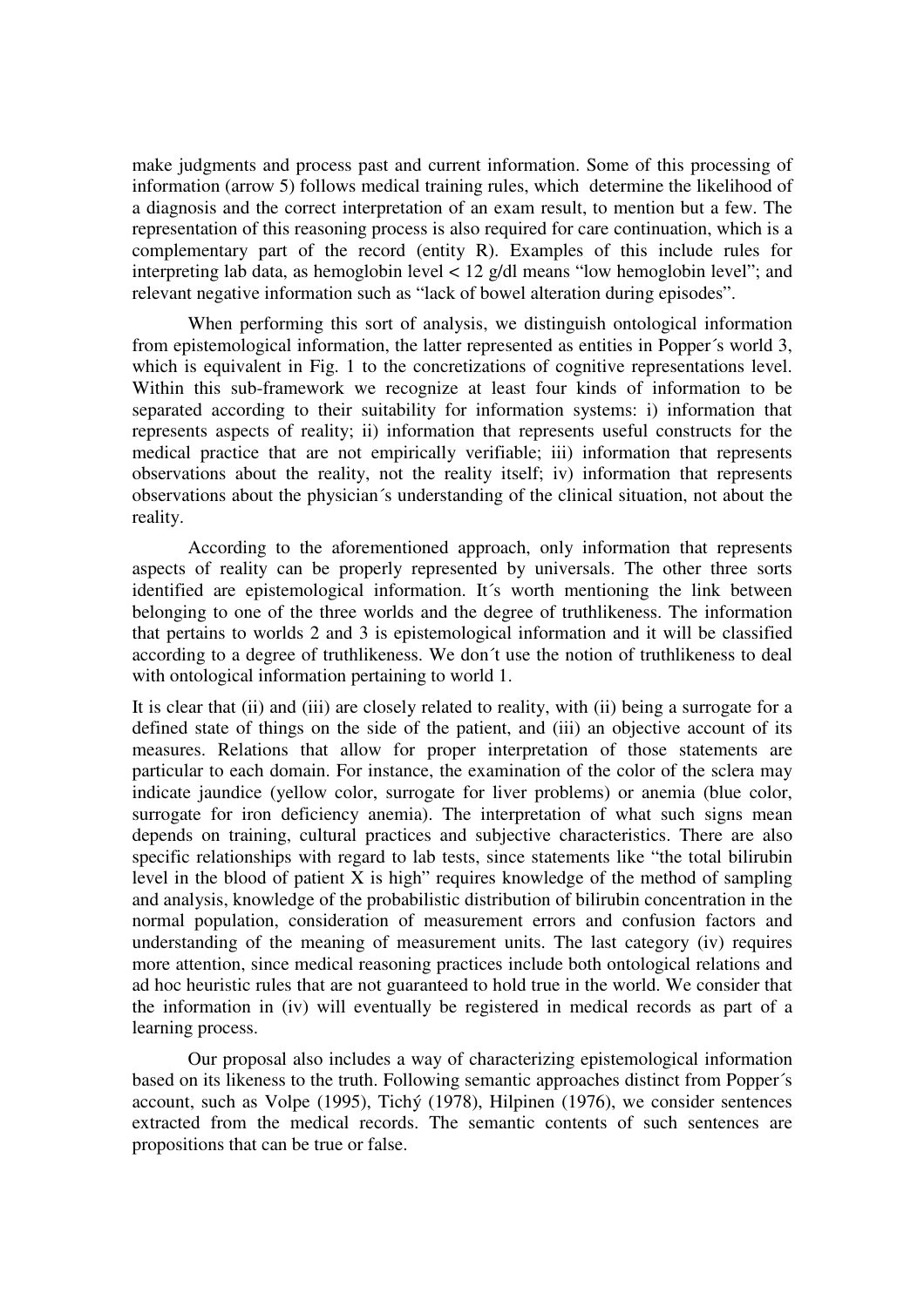make judgments and process past and current information. Some of this processing of information (arrow 5) follows medical training rules, which determine the likelihood of a diagnosis and the correct interpretation of an exam result, to mention but a few. The representation of this reasoning process is also required for care continuation, which is a complementary part of the record (entity R). Examples of this include rules for interpreting lab data, as hemoglobin level < 12 g/dl means "low hemoglobin level"; and relevant negative information such as "lack of bowel alteration during episodes".

When performing this sort of analysis, we distinguish ontological information from epistemological information, the latter represented as entities in Popper´s world 3, which is equivalent in Fig. 1 to the concretizations of cognitive representations level. Within this sub-framework we recognize at least four kinds of information to be separated according to their suitability for information systems: i) information that represents aspects of reality; ii) information that represents useful constructs for the medical practice that are not empirically verifiable; iii) information that represents observations about the reality, not the reality itself; iv) information that represents observations about the physician´s understanding of the clinical situation, not about the reality.

According to the aforementioned approach, only information that represents aspects of reality can be properly represented by universals. The other three sorts identified are epistemological information. It´s worth mentioning the link between belonging to one of the three worlds and the degree of truthlikeness. The information that pertains to worlds 2 and 3 is epistemological information and it will be classified according to a degree of truthlikeness. We don´t use the notion of truthlikeness to deal with ontological information pertaining to world 1.

It is clear that (ii) and (iii) are closely related to reality, with (ii) being a surrogate for a defined state of things on the side of the patient, and (iii) an objective account of its measures. Relations that allow for proper interpretation of those statements are particular to each domain. For instance, the examination of the color of the sclera may indicate jaundice (yellow color, surrogate for liver problems) or anemia (blue color, surrogate for iron deficiency anemia). The interpretation of what such signs mean depends on training, cultural practices and subjective characteristics. There are also specific relationships with regard to lab tests, since statements like "the total bilirubin level in the blood of patient X is high" requires knowledge of the method of sampling and analysis, knowledge of the probabilistic distribution of bilirubin concentration in the normal population, consideration of measurement errors and confusion factors and understanding of the meaning of measurement units. The last category (iv) requires more attention, since medical reasoning practices include both ontological relations and ad hoc heuristic rules that are not guaranteed to hold true in the world. We consider that the information in (iv) will eventually be registered in medical records as part of a learning process.

Our proposal also includes a way of characterizing epistemological information based on its likeness to the truth. Following semantic approaches distinct from Popper´s account, such as Volpe (1995), Tichý (1978), Hilpinen (1976), we consider sentences extracted from the medical records. The semantic contents of such sentences are propositions that can be true or false.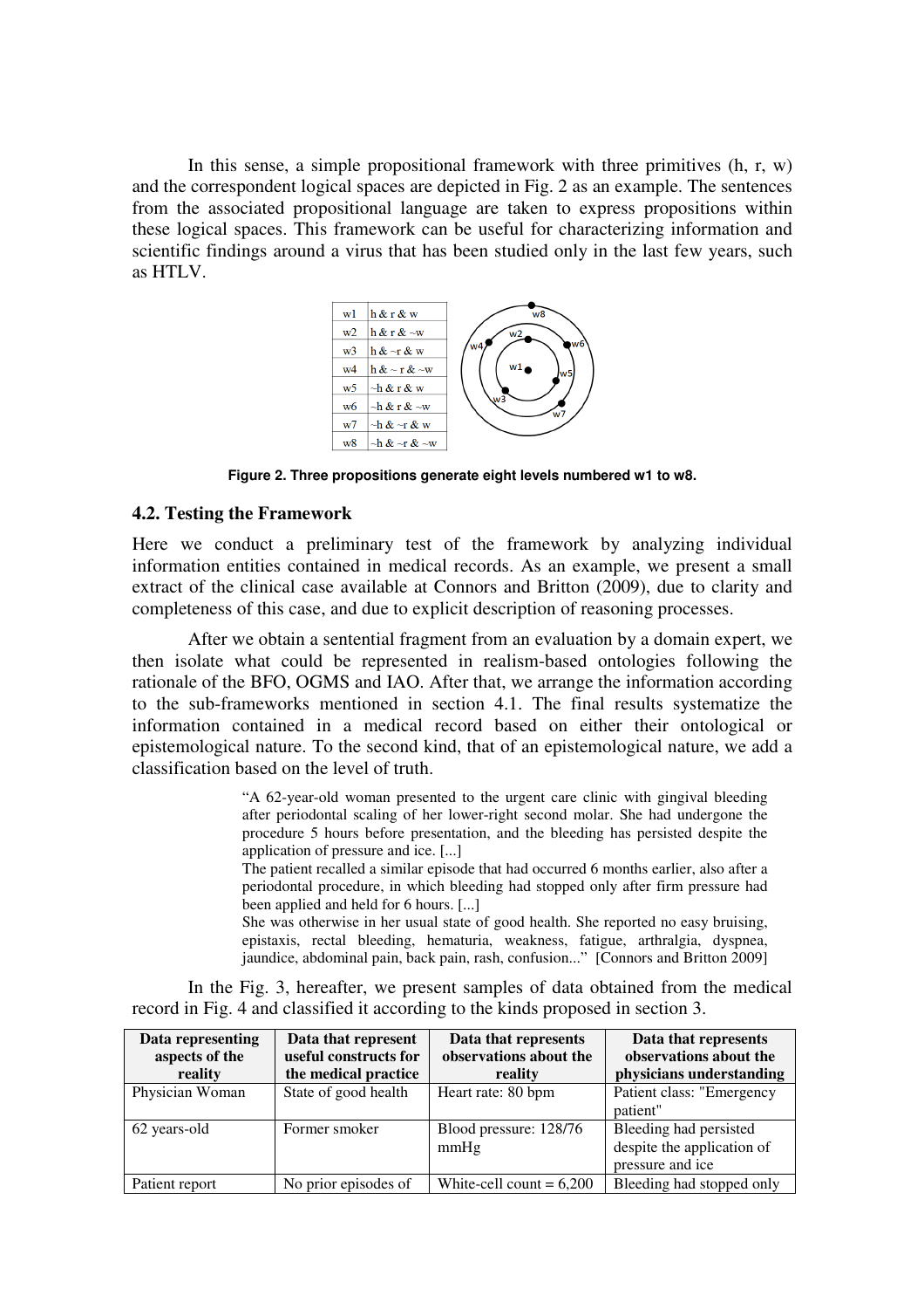In this sense, a simple propositional framework with three primitives (h, r, w) and the correspondent logical spaces are depicted in Fig. 2 as an example. The sentences from the associated propositional language are taken to express propositions within these logical spaces. This framework can be useful for characterizing information and scientific findings around a virus that has been studied only in the last few years, such as HTLV.

| | |
|---|---|
| w1 | h & r & w |
| w2 | h & r & ~w |
| w3 | h & ~r & w |
| w4 | h & ~ r & ~w |
| w5 | ~h & r & w |
| w6 | ~h & r & ~w |
| w7 | ~h & ~r & w |
| w8 | ~h & ~r & ~w |

**Figure 2. Three propositions generate eight levels numbered w1 to w8.**

### 4.2. Testing the Framework

Here we conduct a preliminary test of the framework by analyzing individual information entities contained in medical records. As an example, we present a small extract of the clinical case available at Connors and Britton (2009), due to clarity and completeness of this case, and due to explicit description of reasoning processes.

After we obtain a sentential fragment from an evaluation by a domain expert, we then isolate what could be represented in realism-based ontologies following the rationale of the BFO, OGMS and IAO. After that, we arrange the information according to the sub-frameworks mentioned in section 4.1. The final results systematize the information contained in a medical record based on either their ontological or epistemological nature. To the second kind, that of an epistemological nature, we add a classification based on the level of truth.

> "A 62-year-old woman presented to the urgent care clinic with gingival bleeding after periodontal scaling of her lower-right second molar. She had undergone the procedure 5 hours before presentation, and the bleeding has persisted despite the application of pressure and ice. [...]
> The patient recalled a similar episode that had occurred 6 months earlier, also after a periodontal procedure, in which bleeding had stopped only after firm pressure had been applied and held for 6 hours. [...]
> She was otherwise in her usual state of good health. She reported no easy bruising, epistaxis, rectal bleeding, hematuria, weakness, fatigue, arthralgia, dyspnea, jaundice, abdominal pain, back pain, rash, confusion..." [Connors and Britton 2009]

In the Fig. 3, hereafter, we present samples of data obtained from the medical record in Fig. 4 and classified it according to the kinds proposed in section 3.

| Data representing aspects of the reality | Data that represent useful constructs for the medical practice | Data that represents observations about the reality | Data that represents observations about the physicians understanding |
|---|---|---|---|
| Physician Woman | State of good health | Heart rate: 80 bpm | Patient class: "Emergency patient" |
| 62 years-old | Former smoker | Blood pressure: 128/76 mmHg | Bleeding had persisted despite the application of pressure and ice |
| Patient report | No prior episodes of | White-cell count = 6,200 | Bleeding had stopped only |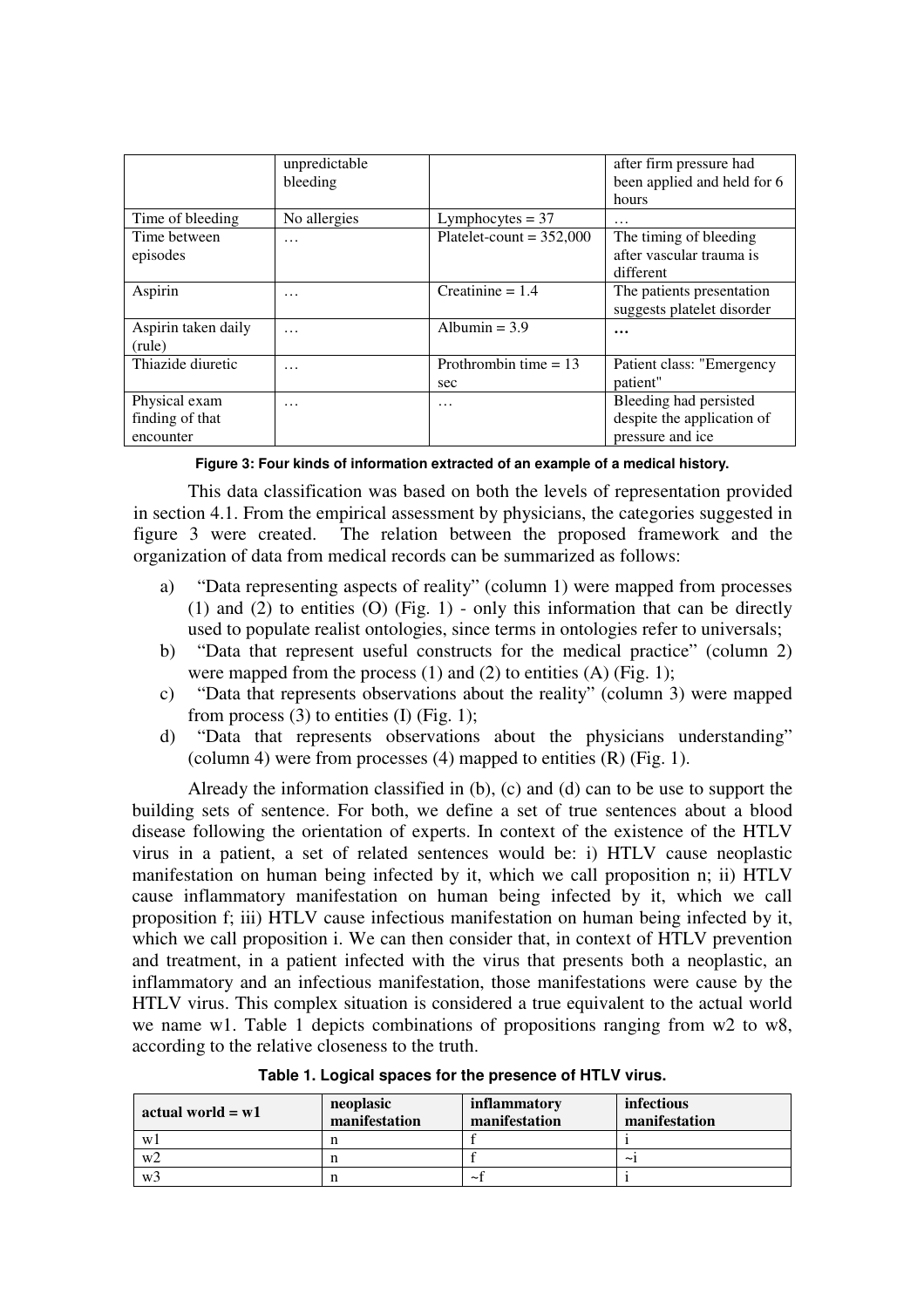| | unpredictable bleeding | | after firm pressure had been applied and held for 6 hours |
|---|---|---|---|
| Time of bleeding | No allergies | Lymphocytes = 37 | … |
| Time between episodes | … | Platelet-count = 352,000 | The timing of bleeding after vascular trauma is different |
| Aspirin | … | Creatinine = 1.4 | The patients presentation suggests platelet disorder |
| Aspirin taken daily (rule) | … | Albumin = 3.9 | **…** |
| Thiazide diuretic | … | Prothrombin time = 13 sec | Patient class: "Emergency patient" |
| Physical exam finding of that encounter | … | … | Bleeding had persisted despite the application of pressure and ice |

**Figure 3: Four kinds of information extracted of an example of a medical history.**

This data classification was based on both the levels of representation provided in section 4.1. From the empirical assessment by physicians, the categories suggested in figure 3 were created. The relation between the proposed framework and the organization of data from medical records can be summarized as follows:

a) "Data representing aspects of reality" (column 1) were mapped from processes (1) and (2) to entities (O) (Fig. 1) - only this information that can be directly used to populate realist ontologies, since terms in ontologies refer to universals;
b) "Data that represent useful constructs for the medical practice" (column 2) were mapped from the process (1) and (2) to entities (A) (Fig. 1);
c) "Data that represents observations about the reality" (column 3) were mapped from process (3) to entities (I) (Fig. 1);
d) "Data that represents observations about the physicians understanding" (column 4) were from processes (4) mapped to entities (R) (Fig. 1).

Already the information classified in (b), (c) and (d) can to be use to support the building sets of sentence. For both, we define a set of true sentences about a blood disease following the orientation of experts. In context of the existence of the HTLV virus in a patient, a set of related sentences would be: i) HTLV cause neoplastic manifestation on human being infected by it, which we call proposition n; ii) HTLV cause inflammatory manifestation on human being infected by it, which we call proposition f; iii) HTLV cause infectious manifestation on human being infected by it, which we call proposition i. We can then consider that, in context of HTLV prevention and treatment, in a patient infected with the virus that presents both a neoplastic, an inflammatory and an infectious manifestation, those manifestations were cause by the HTLV virus. This complex situation is considered a true equivalent to the actual world we name w1. Table 1 depicts combinations of propositions ranging from w2 to w8, according to the relative closeness to the truth.

**Table 1. Logical spaces for the presence of HTLV virus.**

| actual world = w1 | neoplasic manifestation | inflammatory manifestation | infectious manifestation |
|---|---|---|---|
| w1 | n | f | i |
| w2 | n | f | ~i |
| w3 | n | ~f | i |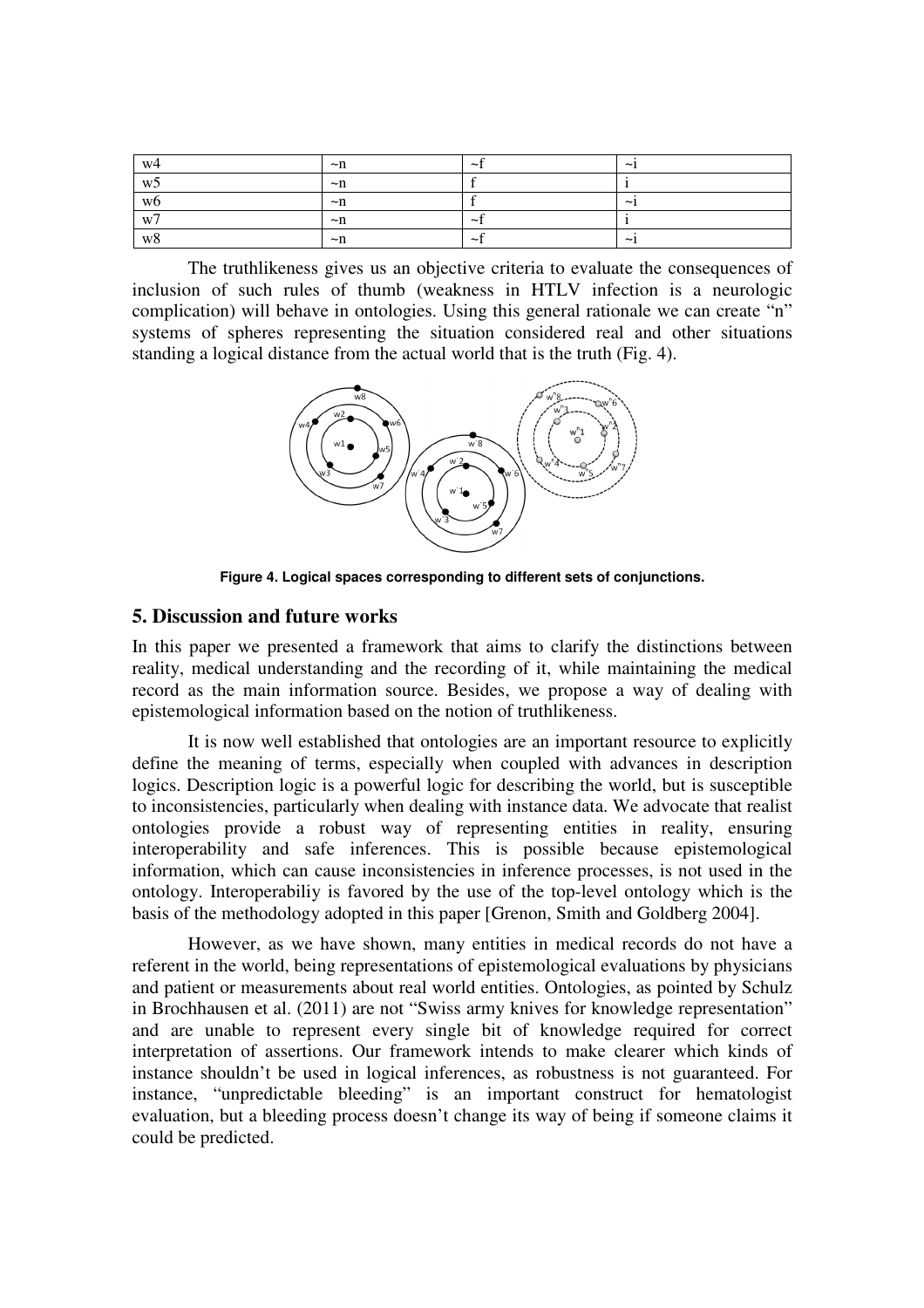| w4 | ~n | ~f | ~i |
|---|---|---|---|
| w5 | ~n | f | i |
| w6 | ~n | f | ~i |
| w7 | ~n | ~f | i |
| w8 | ~n | ~f | ~i |

The truthlikeness gives us an objective criteria to evaluate the consequences of inclusion of such rules of thumb (weakness in HTLV infection is a neurologic complication) will behave in ontologies. Using this general rationale we can create "n" systems of spheres representing the situation considered real and other situations standing a logical distance from the actual world that is the truth (Fig. 4).

**Figure 4. Logical spaces corresponding to different sets of conjunctions.**

## 5. Discussion and future works

In this paper we presented a framework that aims to clarify the distinctions between reality, medical understanding and the recording of it, while maintaining the medical record as the main information source. Besides, we propose a way of dealing with epistemological information based on the notion of truthlikeness.

It is now well established that ontologies are an important resource to explicitly define the meaning of terms, especially when coupled with advances in description logics. Description logic is a powerful logic for describing the world, but is susceptible to inconsistencies, particularly when dealing with instance data. We advocate that realist ontologies provide a robust way of representing entities in reality, ensuring interoperability and safe inferences. This is possible because epistemological information, which can cause inconsistencies in inference processes, is not used in the ontology. Interoperabiliy is favored by the use of the top-level ontology which is the basis of the methodology adopted in this paper [Grenon, Smith and Goldberg 2004].

However, as we have shown, many entities in medical records do not have a referent in the world, being representations of epistemological evaluations by physicians and patient or measurements about real world entities. Ontologies, as pointed by Schulz in Brochhausen et al. (2011) are not "Swiss army knives for knowledge representation" and are unable to represent every single bit of knowledge required for correct interpretation of assertions. Our framework intends to make clearer which kinds of instance shouldn't be used in logical inferences, as robustness is not guaranteed. For instance, "unpredictable bleeding" is an important construct for hematologist evaluation, but a bleeding process doesn't change its way of being if someone claims it could be predicted.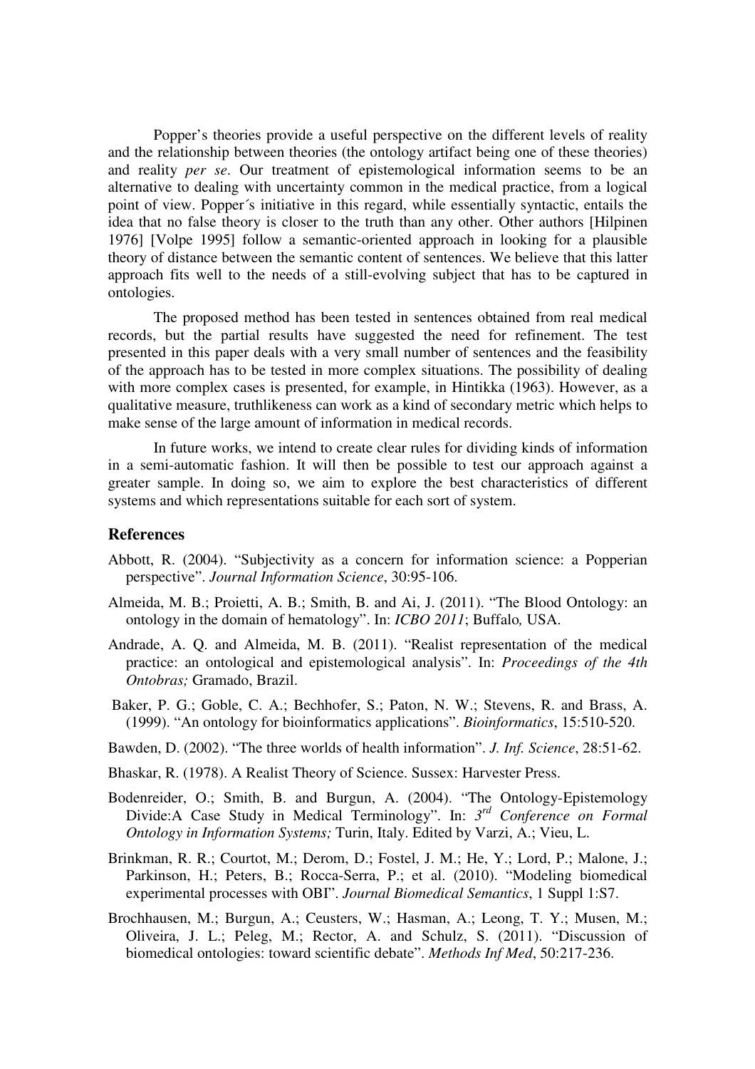Popper's theories provide a useful perspective on the different levels of reality and the relationship between theories (the ontology artifact being one of these theories) and reality *per se*. Our treatment of epistemological information seems to be an alternative to dealing with uncertainty common in the medical practice, from a logical point of view. Popper´s initiative in this regard, while essentially syntactic, entails the idea that no false theory is closer to the truth than any other. Other authors [Hilpinen 1976] [Volpe 1995] follow a semantic-oriented approach in looking for a plausible theory of distance between the semantic content of sentences. We believe that this latter approach fits well to the needs of a still-evolving subject that has to be captured in ontologies.

The proposed method has been tested in sentences obtained from real medical records, but the partial results have suggested the need for refinement. The test presented in this paper deals with a very small number of sentences and the feasibility of the approach has to be tested in more complex situations. The possibility of dealing with more complex cases is presented, for example, in Hintikka (1963). However, as a qualitative measure, truthlikeness can work as a kind of secondary metric which helps to make sense of the large amount of information in medical records.

In future works, we intend to create clear rules for dividing kinds of information in a semi-automatic fashion. It will then be possible to test our approach against a greater sample. In doing so, we aim to explore the best characteristics of different systems and which representations suitable for each sort of system.

## References

Abbott, R. (2004). "Subjectivity as a concern for information science: a Popperian perspective". *Journal Information Science*, 30:95-106.

Almeida, M. B.; Proietti, A. B.; Smith, B. and Ai, J. (2011). "The Blood Ontology: an ontology in the domain of hematology". In: *ICBO 2011*; Buffalo*,* USA.

Andrade, A. Q. and Almeida, M. B. (2011). "Realist representation of the medical practice: an ontological and epistemological analysis". In: *Proceedings of the 4th Ontobras;* Gramado, Brazil.

Baker, P. G.; Goble, C. A.; Bechhofer, S.; Paton, N. W.; Stevens, R. and Brass, A. (1999). "An ontology for bioinformatics applications". *Bioinformatics*, 15:510-520.

Bawden, D. (2002). "The three worlds of health information". *J. Inf. Science*, 28:51-62.

Bhaskar, R. (1978). A Realist Theory of Science. Sussex: Harvester Press.

Bodenreider, O.; Smith, B. and Burgun, A. (2004). "The Ontology-Epistemology Divide:A Case Study in Medical Terminology". In: *3rd Conference on Formal Ontology in Information Systems;* Turin, Italy. Edited by Varzi, A.; Vieu, L.

Brinkman, R. R.; Courtot, M.; Derom, D.; Fostel, J. M.; He, Y.; Lord, P.; Malone, J.; Parkinson, H.; Peters, B.; Rocca-Serra, P.; et al. (2010). "Modeling biomedical experimental processes with OBI". *Journal Biomedical Semantics*, 1 Suppl 1:S7.

Brochhausen, M.; Burgun, A.; Ceusters, W.; Hasman, A.; Leong, T. Y.; Musen, M.; Oliveira, J. L.; Peleg, M.; Rector, A. and Schulz, S. (2011). "Discussion of biomedical ontologies: toward scientific debate". *Methods Inf Med*, 50:217-236.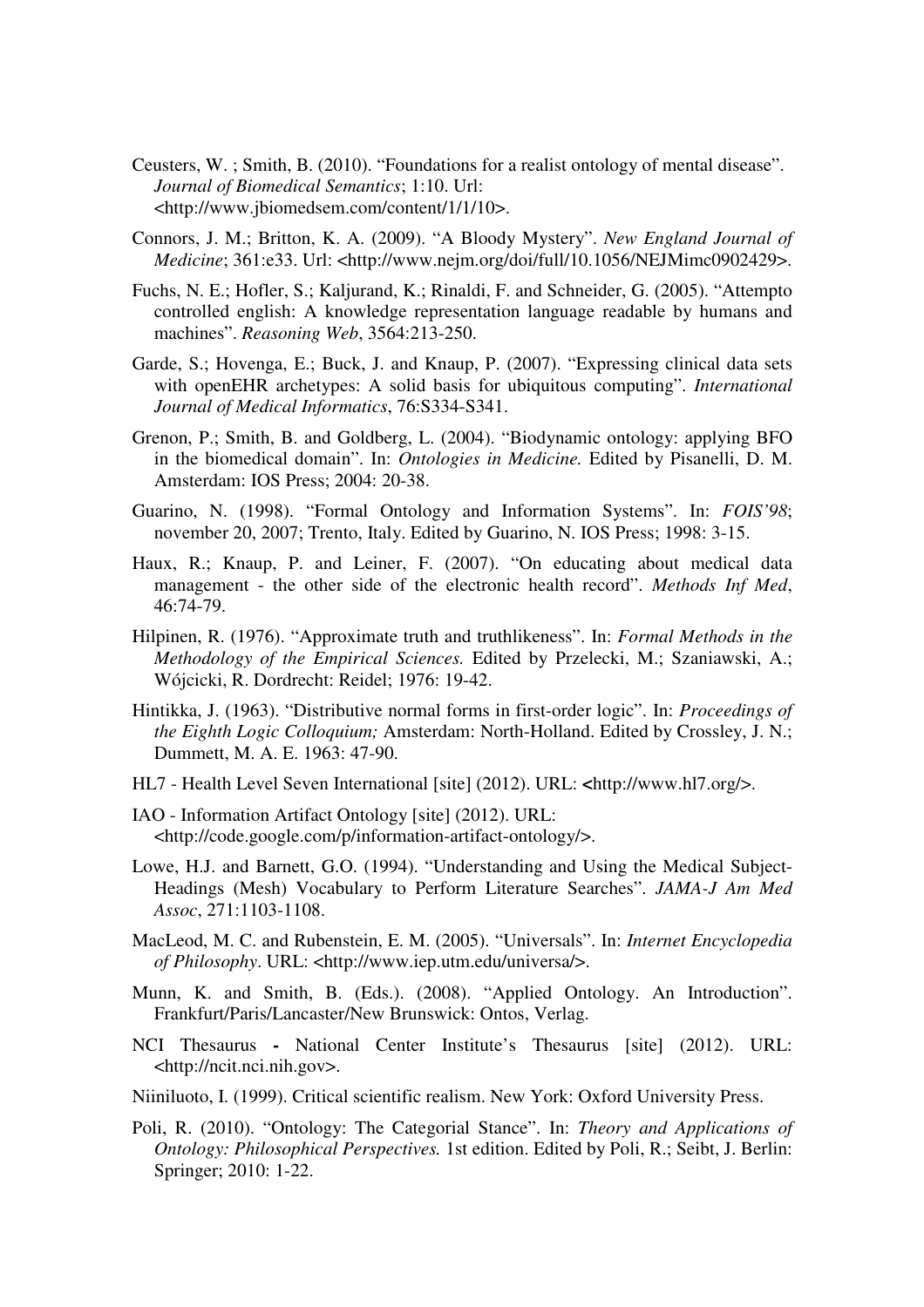Ceusters, W. ; Smith, B. (2010). "Foundations for a realist ontology of mental disease". *Journal of Biomedical Semantics*; 1:10. Url: <http://www.jbiomedsem.com/content/1/1/10>.

Connors, J. M.; Britton, K. A. (2009). "A Bloody Mystery". *New England Journal of Medicine*; 361:e33. Url: <http://www.nejm.org/doi/full/10.1056/NEJMimc0902429>.

Fuchs, N. E.; Hofler, S.; Kaljurand, K.; Rinaldi, F. and Schneider, G. (2005). "Attempto controlled english: A knowledge representation language readable by humans and machines". *Reasoning Web*, 3564:213-250.

Garde, S.; Hovenga, E.; Buck, J. and Knaup, P. (2007). "Expressing clinical data sets with openEHR archetypes: A solid basis for ubiquitous computing". *International Journal of Medical Informatics*, 76:S334-S341.

Grenon, P.; Smith, B. and Goldberg, L. (2004). "Biodynamic ontology: applying BFO in the biomedical domain". In: *Ontologies in Medicine.* Edited by Pisanelli, D. M. Amsterdam: IOS Press; 2004: 20-38.

Guarino, N. (1998). "Formal Ontology and Information Systems". In: *FOIS'98*; november 20, 2007; Trento, Italy. Edited by Guarino, N. IOS Press; 1998: 3-15.

Haux, R.; Knaup, P. and Leiner, F. (2007). "On educating about medical data management - the other side of the electronic health record". *Methods Inf Med*, 46:74-79.

Hilpinen, R. (1976). "Approximate truth and truthlikeness". In: *Formal Methods in the Methodology of the Empirical Sciences.* Edited by Przelecki, M.; Szaniawski, A.; Wójcicki, R. Dordrecht: Reidel; 1976: 19-42.

Hintikka, J. (1963). "Distributive normal forms in first-order logic". In: *Proceedings of the Eighth Logic Colloquium;* Amsterdam: North-Holland. Edited by Crossley, J. N.; Dummett, M. A. E. 1963: 47-90.

HL7 - Health Level Seven International [site] (2012). URL: <http://www.hl7.org/>.

IAO - Information Artifact Ontology [site] (2012). URL: <http://code.google.com/p/information-artifact-ontology/>.

Lowe, H.J. and Barnett, G.O. (1994). "Understanding and Using the Medical Subject-Headings (Mesh) Vocabulary to Perform Literature Searches". *JAMA-J Am Med Assoc*, 271:1103-1108.

MacLeod, M. C. and Rubenstein, E. M. (2005). "Universals". In: *Internet Encyclopedia of Philosophy*. URL: <http://www.iep.utm.edu/universa/>.

Munn, K. and Smith, B. (Eds.). (2008). "Applied Ontology. An Introduction". Frankfurt/Paris/Lancaster/New Brunswick: Ontos, Verlag.

NCI Thesaurus - National Center Institute's Thesaurus [site] (2012). URL: <http://ncit.nci.nih.gov>.

Niiniluoto, I. (1999). Critical scientific realism. New York: Oxford University Press.

Poli, R. (2010). "Ontology: The Categorial Stance". In: *Theory and Applications of Ontology: Philosophical Perspectives.* 1st edition. Edited by Poli, R.; Seibt, J. Berlin: Springer; 2010: 1-22.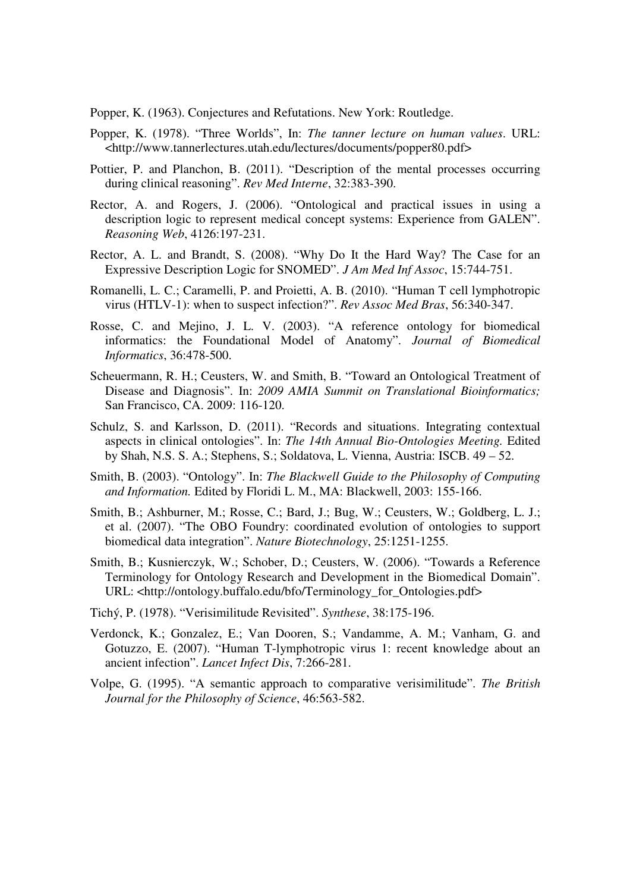Popper, K. (1963). Conjectures and Refutations. New York: Routledge.

Popper, K. (1978). "Three Worlds", In: *The tanner lecture on human values*. URL: <http://www.tannerlectures.utah.edu/lectures/documents/popper80.pdf>

Pottier, P. and Planchon, B. (2011). "Description of the mental processes occurring during clinical reasoning". *Rev Med Interne*, 32:383-390.

Rector, A. and Rogers, J. (2006). "Ontological and practical issues in using a description logic to represent medical concept systems: Experience from GALEN". *Reasoning Web*, 4126:197-231.

Rector, A. L. and Brandt, S. (2008). "Why Do It the Hard Way? The Case for an Expressive Description Logic for SNOMED". *J Am Med Inf Assoc*, 15:744-751.

Romanelli, L. C.; Caramelli, P. and Proietti, A. B. (2010). "Human T cell lymphotropic virus (HTLV-1): when to suspect infection?". *Rev Assoc Med Bras*, 56:340-347.

Rosse, C. and Mejino, J. L. V. (2003). "A reference ontology for biomedical informatics: the Foundational Model of Anatomy". *Journal of Biomedical Informatics*, 36:478-500.

Scheuermann, R. H.; Ceusters, W. and Smith, B. "Toward an Ontological Treatment of Disease and Diagnosis". In: *2009 AMIA Summit on Translational Bioinformatics;* San Francisco, CA. 2009: 116-120.

Schulz, S. and Karlsson, D. (2011). "Records and situations. Integrating contextual aspects in clinical ontologies". In: *The 14th Annual Bio-Ontologies Meeting.* Edited by Shah, N.S. S. A.; Stephens, S.; Soldatova, L. Vienna, Austria: ISCB. 49 – 52.

Smith, B. (2003). "Ontology". In: *The Blackwell Guide to the Philosophy of Computing and Information.* Edited by Floridi L. M., MA: Blackwell, 2003: 155-166.

Smith, B.; Ashburner, M.; Rosse, C.; Bard, J.; Bug, W.; Ceusters, W.; Goldberg, L. J.; et al. (2007). "The OBO Foundry: coordinated evolution of ontologies to support biomedical data integration". *Nature Biotechnology*, 25:1251-1255.

Smith, B.; Kusnierczyk, W.; Schober, D.; Ceusters, W. (2006). "Towards a Reference Terminology for Ontology Research and Development in the Biomedical Domain". URL: <http://ontology.buffalo.edu/bfo/Terminology_for_Ontologies.pdf>

Tichý, P. (1978). "Verisimilitude Revisited". *Synthese*, 38:175-196.

Verdonck, K.; Gonzalez, E.; Van Dooren, S.; Vandamme, A. M.; Vanham, G. and Gotuzzo, E. (2007). "Human T-lymphotropic virus 1: recent knowledge about an ancient infection". *Lancet Infect Dis*, 7:266-281.

Volpe, G. (1995). "A semantic approach to comparative verisimilitude". *The British Journal for the Philosophy of Science*, 46:563-582.